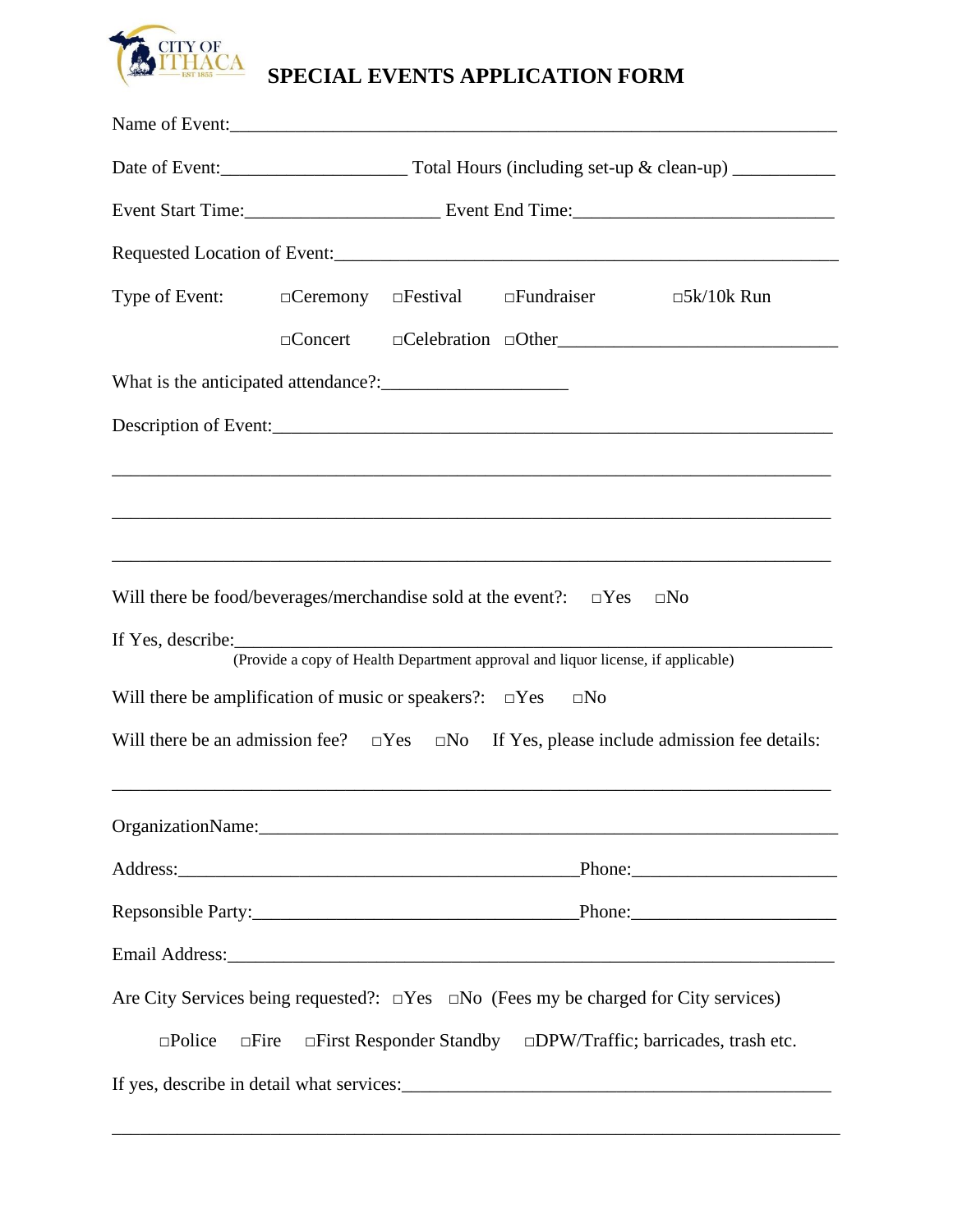CITY OF ITHACA
EST 1855

# SPECIAL EVENTS APPLICATION FORM

Name of Event:_______________________________________________________________

Date of Event:___________________ Total Hours (including set-up & clean-up) __________

Event Start Time:____________________ Event End Time:_________________________

Requested Location of Event:____________________________________________________

Type of Event: □Ceremony □Festival □Fundraiser □5k/10k Run

□Concert □Celebration □Other___________________________

What is the anticipated attendance?:__________________

Description of Event:___________________________________________________________

_______________________________________________________________________________

_______________________________________________________________________________

_______________________________________________________________________________

Will there be food/beverages/merchandise sold at the event?: □Yes □No

If Yes, describe:________________________________________________________________
(Provide a copy of Health Department approval and liquor license, if applicable)

Will there be amplification of music or speakers?: □Yes □No

Will there be an admission fee? □Yes □No If Yes, please include admission fee details:

_______________________________________________________________________________

OrganizationName:______________________________________________________________

Address:____________________________________________Phone:____________________

Repsonsible Party:_____________________________________Phone:____________________

Email Address:__________________________________________________________________

Are City Services being requested?: □Yes □No (Fees my be charged for City services)

□Police □Fire □First Responder Standby □DPW/Traffic; barricades, trash etc.

If yes, describe in detail what services:_____________________________________________

_______________________________________________________________________________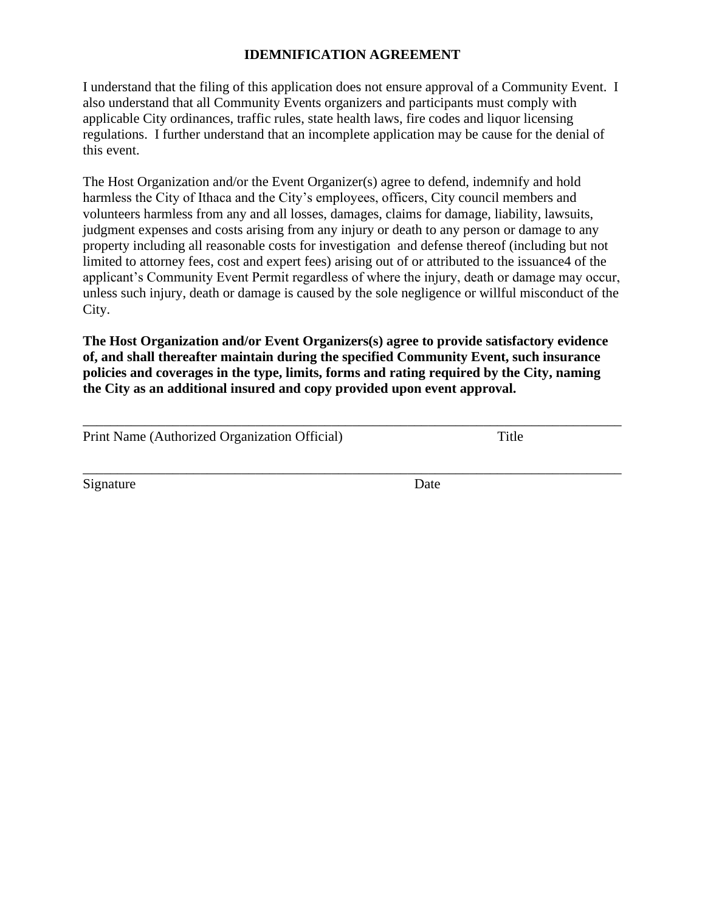# IDEMNIFICATION AGREEMENT

I understand that the filing of this application does not ensure approval of a Community Event. I also understand that all Community Events organizers and participants must comply with applicable City ordinances, traffic rules, state health laws, fire codes and liquor licensing regulations. I further understand that an incomplete application may be cause for the denial of this event.

The Host Organization and/or the Event Organizer(s) agree to defend, indemnify and hold harmless the City of Ithaca and the City's employees, officers, City council members and volunteers harmless from any and all losses, damages, claims for damage, liability, lawsuits, judgment expenses and costs arising from any injury or death to any person or damage to any property including all reasonable costs for investigation and defense thereof (including but not limited to attorney fees, cost and expert fees) arising out of or attributed to the issuance4 of the applicant's Community Event Permit regardless of where the injury, death or damage may occur, unless such injury, death or damage is caused by the sole negligence or willful misconduct of the City.

**The Host Organization and/or Event Organizers(s) agree to provide satisfactory evidence of, and shall thereafter maintain during the specified Community Event, such insurance policies and coverages in the type, limits, forms and rating required by the City, naming the City as an additional insured and copy provided upon event approval.**

\_\_\_\_\_\_\_\_\_\_\_\_\_\_\_\_\_\_\_\_\_\_\_\_\_\_\_\_\_\_\_\_\_\_\_\_\_\_\_\_\_\_\_\_\_\_\_\_\_\_\_\_\_\_\_\_\_\_\_\_\_\_\_\_\_\_\_\_\_\_

Print Name (Authorized Organization Official)                    Title

\_\_\_\_\_\_\_\_\_\_\_\_\_\_\_\_\_\_\_\_\_\_\_\_\_\_\_\_\_\_\_\_\_\_\_\_\_\_\_\_\_\_\_\_\_\_\_\_\_\_\_\_\_\_\_\_\_\_\_\_\_\_\_\_\_\_\_\_\_\_

Signature                                                        Date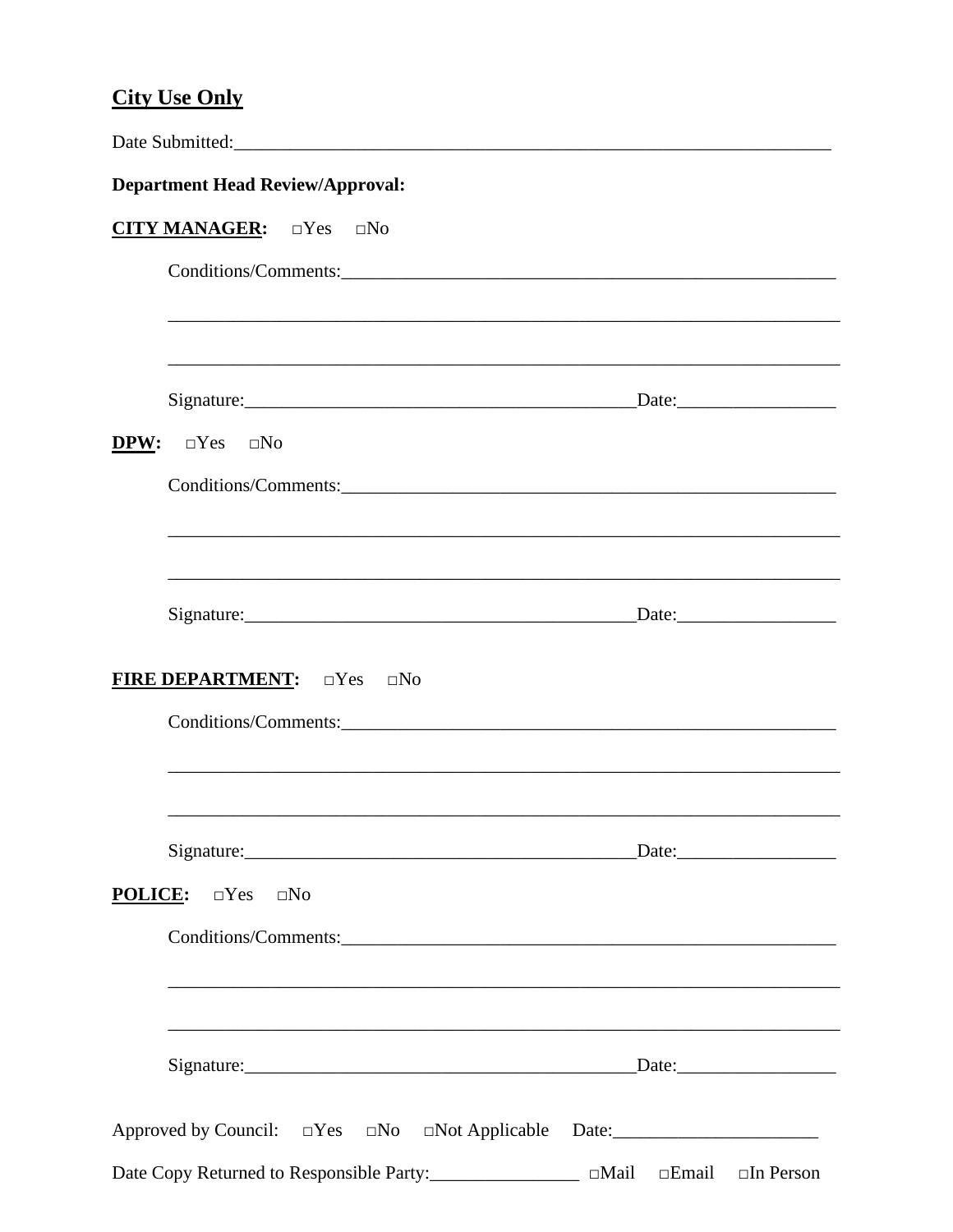## City Use Only

Date Submitted:_______________________________________________________________

**Department Head Review/Approval:**

**CITY MANAGER:** □Yes □No

Conditions/Comments:___________________________________________________

___________________________________________________________________________

___________________________________________________________________________

Signature:___________________________________________Date:_________________

**DPW:** □Yes □No

Conditions/Comments:___________________________________________________

___________________________________________________________________________

___________________________________________________________________________

Signature:___________________________________________Date:_________________

**FIRE DEPARTMENT:** □Yes □No

Conditions/Comments:___________________________________________________

___________________________________________________________________________

___________________________________________________________________________

Signature:___________________________________________Date:_________________

**POLICE:** □Yes □No

Conditions/Comments:___________________________________________________

___________________________________________________________________________

___________________________________________________________________________

Signature:___________________________________________Date:_________________

Approved by Council: □Yes □No □Not Applicable Date:______________________

Date Copy Returned to Responsible Party:________________ □Mail □Email □In Person